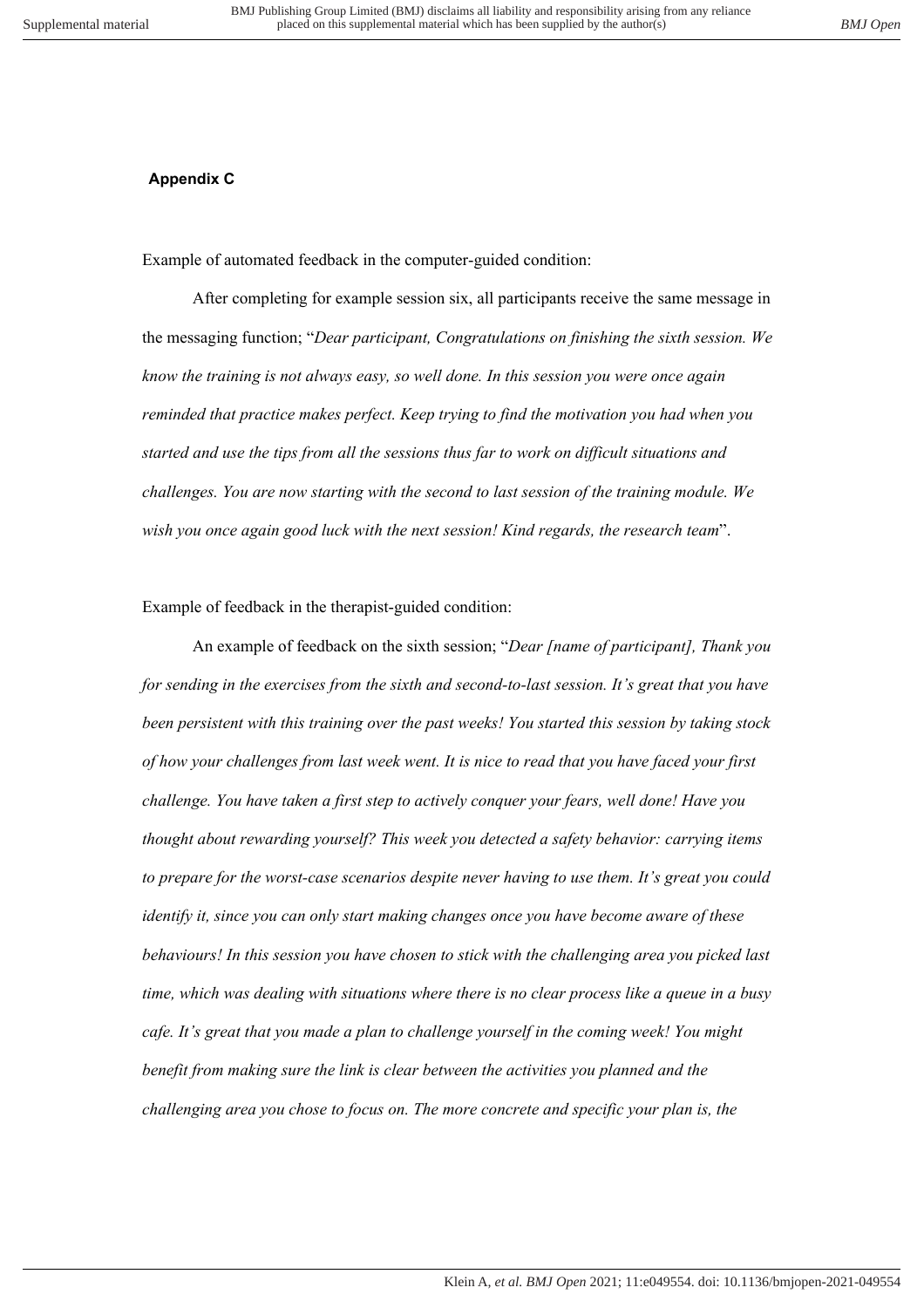**Appendix C**

Example of automated feedback in the computer-guided condition:

After completing for example session six, all participants receive the same message in the messaging function; "*Dear participant, Congratulations on finishing the sixth session. We know the training is not always easy, so well done. In this session you were once again reminded that practice makes perfect. Keep trying to find the motivation you had when you started and use the tips from all the sessions thus far to work on difficult situations and challenges. You are now starting with the second to last session of the training module. We wish you once again good luck with the next session! Kind regards, the research team*".

Example of feedback in the therapist-guided condition:

An example of feedback on the sixth session; "*Dear [name of participant], Thank you for sending in the exercises from the sixth and second-to-last session. It's great that you have been persistent with this training over the past weeks! You started this session by taking stock of how your challenges from last week went. It is nice to read that you have faced your first challenge. You have taken a first step to actively conquer your fears, well done! Have you thought about rewarding yourself? This week you detected a safety behavior: carrying items to prepare for the worst-case scenarios despite never having to use them. It's great you could identify it, since you can only start making changes once you have become aware of these behaviours! In this session you have chosen to stick with the challenging area you picked last time, which was dealing with situations where there is no clear process like a queue in a busy cafe. It's great that you made a plan to challenge yourself in the coming week! You might benefit from making sure the link is clear between the activities you planned and the challenging area you chose to focus on. The more concrete and specific your plan is, the*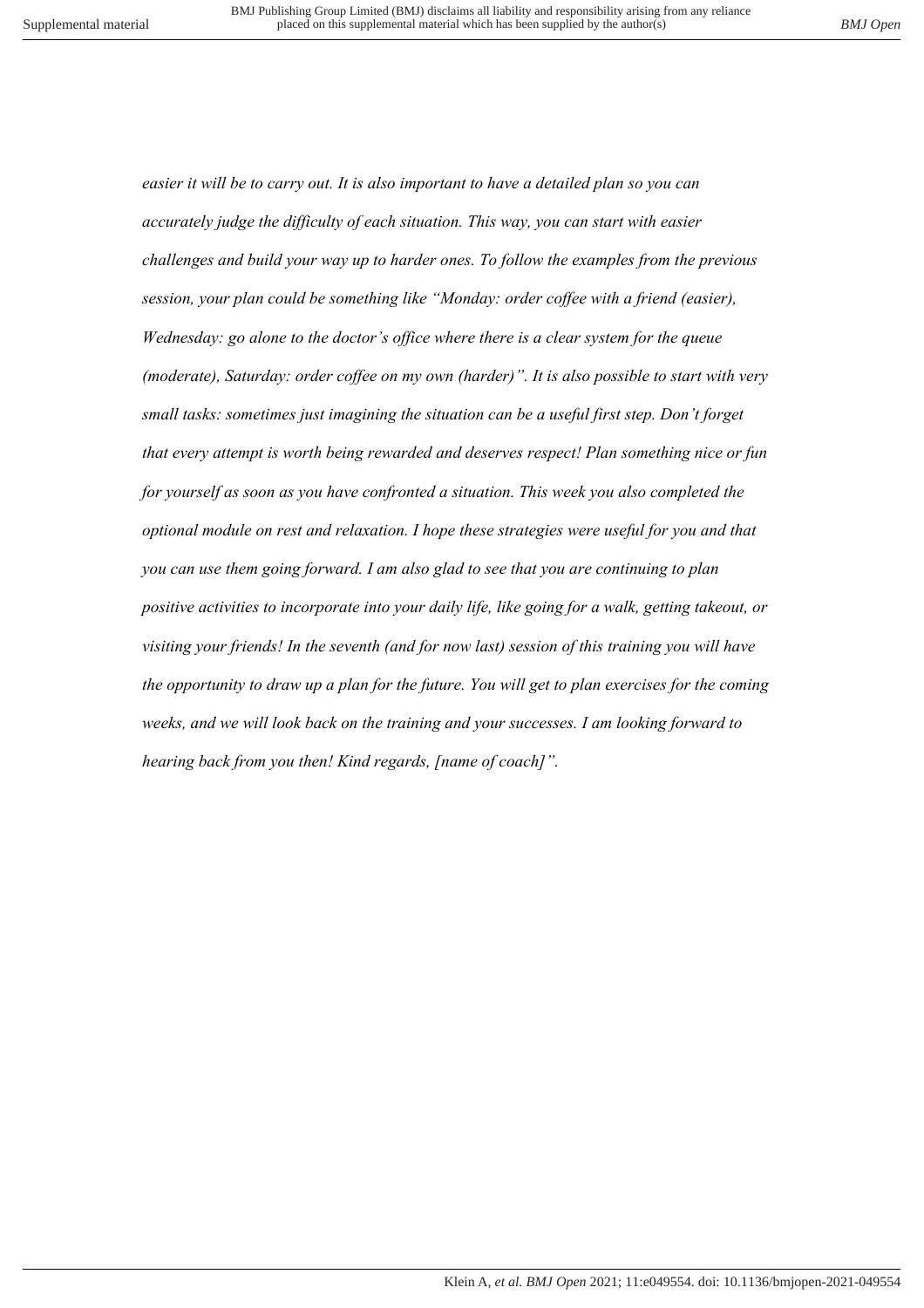*easier it will be to carry out. It is also important to have a detailed plan so you can accurately judge the difficulty of each situation. This way, you can start with easier challenges and build your way up to harder ones. To follow the examples from the previous session, your plan could be something like "Monday: order coffee with a friend (easier), Wednesday: go alone to the doctor's office where there is a clear system for the queue (moderate), Saturday: order coffee on my own (harder)". It is also possible to start with very small tasks: sometimes just imagining the situation can be a useful first step. Don't forget that every attempt is worth being rewarded and deserves respect! Plan something nice or fun for yourself as soon as you have confronted a situation. This week you also completed the optional module on rest and relaxation. I hope these strategies were useful for you and that you can use them going forward. I am also glad to see that you are continuing to plan positive activities to incorporate into your daily life, like going for a walk, getting takeout, or visiting your friends! In the seventh (and for now last) session of this training you will have the opportunity to draw up a plan for the future. You will get to plan exercises for the coming weeks, and we will look back on the training and your successes. I am looking forward to hearing back from you then! Kind regards, [name of coach]".*